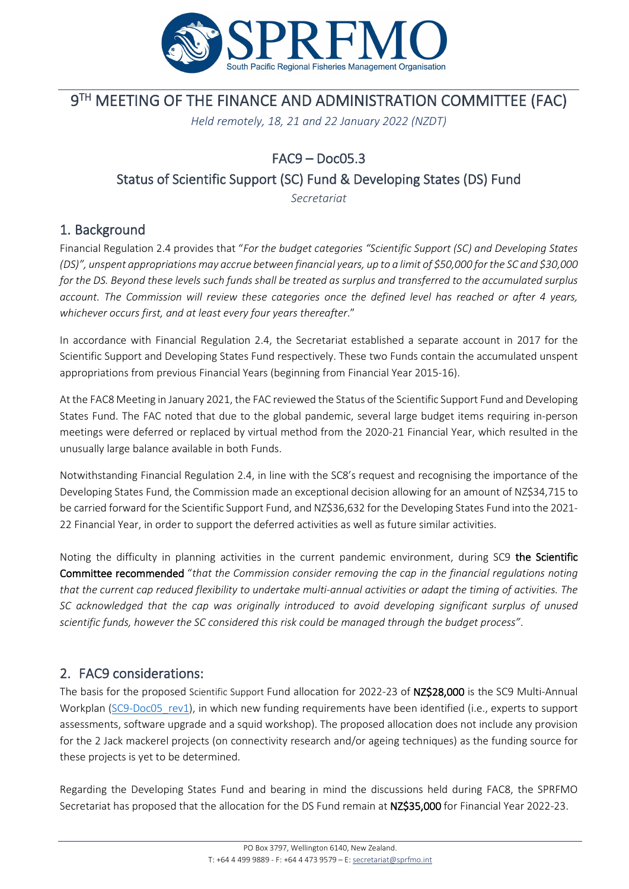# 9TH MEETING OF THE FINANCE AND ADMINISTRATION COMMITTEE (FAC)

*Held remotely, 18, 21 and 22 January 2022 (NZDT)*

## FAC9 – Doc05.3

## Status of Scientific Support (SC) Fund & Developing States (DS) Fund

*Secretariat*

## 1. Background

Financial Regulation 2.4 provides that "*For the budget categories "Scientific Support (SC) and Developing States (DS)", unspent appropriations may accrue between financial years, up to a limit of $50,000 for the SC and $30,000 for the DS. Beyond these levels such funds shall be treated as surplus and transferred to the accumulated surplus account. The Commission will review these categories once the defined level has reached or after 4 years, whichever occurs first, and at least every four years thereafter*."

In accordance with Financial Regulation 2.4, the Secretariat established a separate account in 2017 for the Scientific Support and Developing States Fund respectively. These two Funds contain the accumulated unspent appropriations from previous Financial Years (beginning from Financial Year 2015-16).

At the FAC8 Meeting in January 2021, the FAC reviewed the Status of the Scientific Support Fund and Developing States Fund. The FAC noted that due to the global pandemic, several large budget items requiring in-person meetings were deferred or replaced by virtual method from the 2020-21 Financial Year, which resulted in the unusually large balance available in both Funds.

Notwithstanding Financial Regulation 2.4, in line with the SC8's request and recognising the importance of the Developing States Fund, the Commission made an exceptional decision allowing for an amount of NZ$34,715 to be carried forward for the Scientific Support Fund, and NZ$36,632 for the Developing States Fund into the 2021-22 Financial Year, in order to support the deferred activities as well as future similar activities.

Noting the difficulty in planning activities in the current pandemic environment, during SC9 **the Scientific Committee recommended** "*that the Commission consider removing the cap in the financial regulations noting that the current cap reduced flexibility to undertake multi-annual activities or adapt the timing of activities. The SC acknowledged that the cap was originally introduced to avoid developing significant surplus of unused scientific funds, however the SC considered this risk could be managed through the budget process"*.

## 2. FAC9 considerations:

The basis for the proposed Scientific Support Fund allocation for 2022-23 of **NZ$28,000** is the SC9 Multi-Annual Workplan (SC9-Doc05_rev1), in which new funding requirements have been identified (i.e., experts to support assessments, software upgrade and a squid workshop). The proposed allocation does not include any provision for the 2 Jack mackerel projects (on connectivity research and/or ageing techniques) as the funding source for these projects is yet to be determined.

Regarding the Developing States Fund and bearing in mind the discussions held during FAC8, the SPRFMO Secretariat has proposed that the allocation for the DS Fund remain at **NZ$35,000** for Financial Year 2022-23.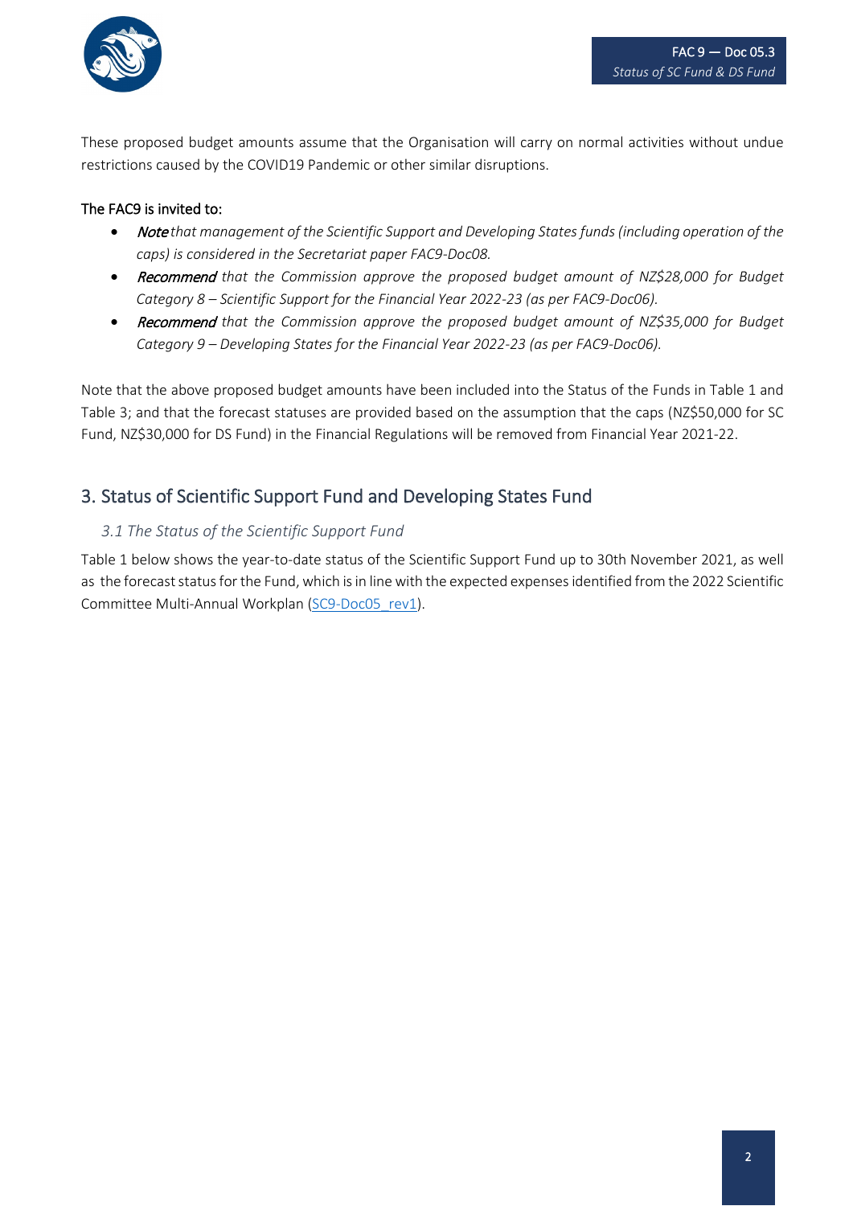These proposed budget amounts assume that the Organisation will carry on normal activities without undue restrictions caused by the COVID19 Pandemic or other similar disruptions.

**The FAC9 is invited to:**

- ***Note*** *that management of the Scientific Support and Developing States funds (including operation of the caps) is considered in the Secretariat paper FAC9-Doc08.*
- ***Recommend*** *that the Commission approve the proposed budget amount of NZ$28,000 for Budget Category 8 – Scientific Support for the Financial Year 2022-23 (as per FAC9-Doc06).*
- ***Recommend*** *that the Commission approve the proposed budget amount of NZ$35,000 for Budget Category 9 – Developing States for the Financial Year 2022-23 (as per FAC9-Doc06).*

Note that the above proposed budget amounts have been included into the Status of the Funds in Table 1 and Table 3; and that the forecast statuses are provided based on the assumption that the caps (NZ$50,000 for SC Fund, NZ$30,000 for DS Fund) in the Financial Regulations will be removed from Financial Year 2021-22.

## 3. Status of Scientific Support Fund and Developing States Fund

### *3.1 The Status of the Scientific Support Fund*

Table 1 below shows the year-to-date status of the Scientific Support Fund up to 30th November 2021, as well as the forecast status for the Fund, which is in line with the expected expenses identified from the 2022 Scientific Committee Multi-Annual Workplan (SC9-Doc05_rev1).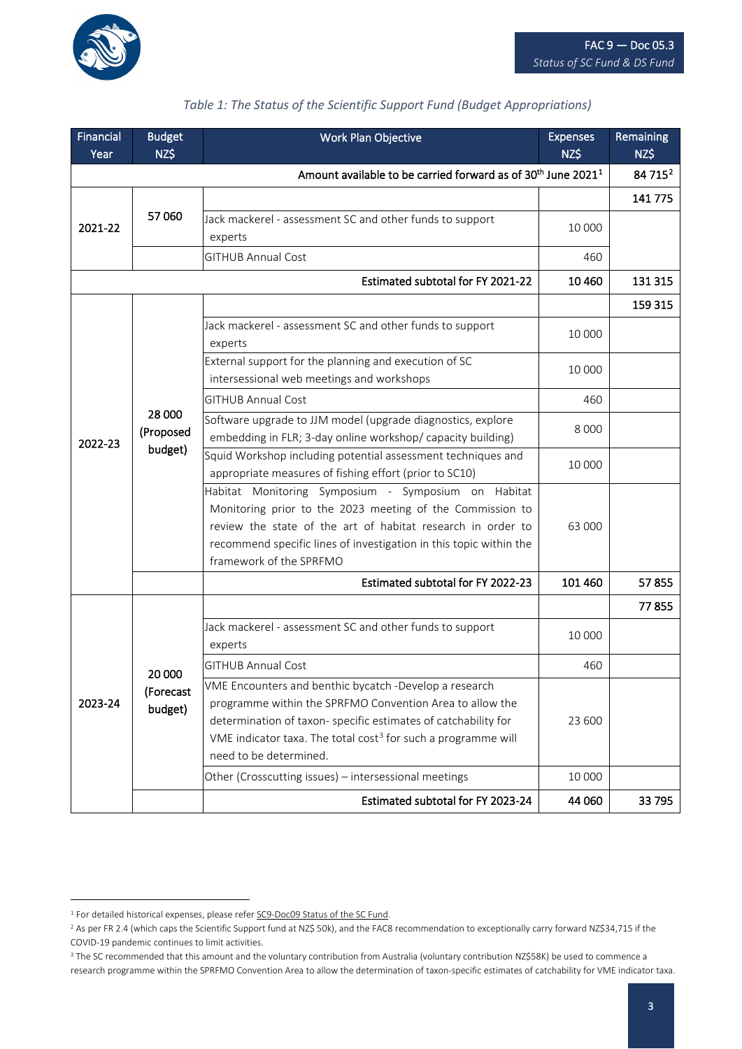*Table 1: The Status of the Scientific Support Fund (Budget Appropriations)*

| Financial Year | Budget NZ$ | Work Plan Objective | Expenses NZ$ | Remaining NZ$ |
|---|---|---|---|---|
| | | Amount available to be carried forward as of 30th June 2021[1] | | 84 715[2] |
| 2021-22 | 57 060 | | | 141 775 |
| | | Jack mackerel - assessment SC and other funds to support experts | 10 000 | |
| | | GITHUB Annual Cost | 460 | |
| | | Estimated subtotal for FY 2021-22 | 10 460 | 131 315 |
| 2022-23 | 28 000 (Proposed budget) | | | 159 315 |
| | | Jack mackerel - assessment SC and other funds to support experts | 10 000 | |
| | | External support for the planning and execution of SC intersessional web meetings and workshops | 10 000 | |
| | | GITHUB Annual Cost | 460 | |
| | | Software upgrade to JJM model (upgrade diagnostics, explore embedding in FLR; 3-day online workshop/ capacity building) | 8 000 | |
| | | Squid Workshop including potential assessment techniques and appropriate measures of fishing effort (prior to SC10) | 10 000 | |
| | | Habitat Monitoring Symposium - Symposium on Habitat Monitoring prior to the 2023 meeting of the Commission to review the state of the art of habitat research in order to recommend specific lines of investigation in this topic within the framework of the SPRFMO | 63 000 | |
| | | Estimated subtotal for FY 2022-23 | 101 460 | 57 855 |
| 2023-24 | 20 000 (Forecast budget) | | | 77 855 |
| | | Jack mackerel - assessment SC and other funds to support experts | 10 000 | |
| | | GITHUB Annual Cost | 460 | |
| | | VME Encounters and benthic bycatch -Develop a research programme within the SPRFMO Convention Area to allow the determination of taxon- specific estimates of catchability for VME indicator taxa. The total cost[3] for such a programme will need to be determined. | 23 600 | |
| | | Other (Crosscutting issues) – intersessional meetings | 10 000 | |
| | | Estimated subtotal for FY 2023-24 | 44 060 | 33 795 |

[1] For detailed historical expenses, please refer SC9-Doc09 Status of the SC Fund.

[2] As per FR 2.4 (which caps the Scientific Support fund at NZ$ 50k), and the FAC8 recommendation to exceptionally carry forward NZ$34,715 if the COVID-19 pandemic continues to limit activities.

[3] The SC recommended that this amount and the voluntary contribution from Australia (voluntary contribution NZ$58K) be used to commence a research programme within the SPRFMO Convention Area to allow the determination of taxon-specific estimates of catchability for VME indicator taxa.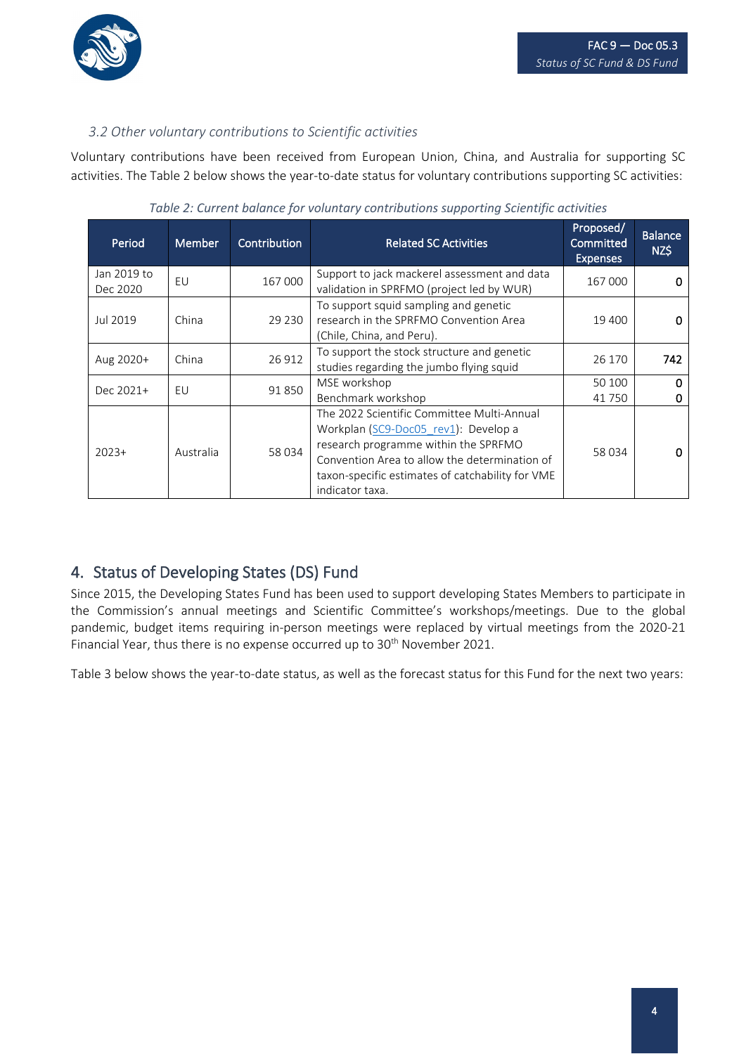### *3.2 Other voluntary contributions to Scientific activities*

Voluntary contributions have been received from European Union, China, and Australia for supporting SC activities. The Table 2 below shows the year-to-date status for voluntary contributions supporting SC activities:

*Table 2: Current balance for voluntary contributions supporting Scientific activities*

| Period | Member | Contribution | Related SC Activities | Proposed/ Committed Expenses | Balance NZ$ |
|---|---|---|---|---|---|
| Jan 2019 to Dec 2020 | EU | 167 000 | Support to jack mackerel assessment and data validation in SPRFMO (project led by WUR) | 167 000 | 0 |
| Jul 2019 | China | 29 230 | To support squid sampling and genetic research in the SPRFMO Convention Area (Chile, China, and Peru). | 19 400 | 0 |
| Aug 2020+ | China | 26 912 | To support the stock structure and genetic studies regarding the jumbo flying squid | 26 170 | 742 |
| Dec 2021+ | EU | 91 850 | MSE workshop<br>Benchmark workshop | 50 100<br>41 750 | 0<br>0 |
| 2023+ | Australia | 58 034 | The 2022 Scientific Committee Multi-Annual Workplan (SC9-Doc05_rev1): Develop a research programme within the SPRFMO Convention Area to allow the determination of taxon-specific estimates of catchability for VME indicator taxa. | 58 034 | 0 |

## 4. Status of Developing States (DS) Fund

Since 2015, the Developing States Fund has been used to support developing States Members to participate in the Commission's annual meetings and Scientific Committee's workshops/meetings. Due to the global pandemic, budget items requiring in-person meetings were replaced by virtual meetings from the 2020-21 Financial Year, thus there is no expense occurred up to 30th November 2021.

Table 3 below shows the year-to-date status, as well as the forecast status for this Fund for the next two years: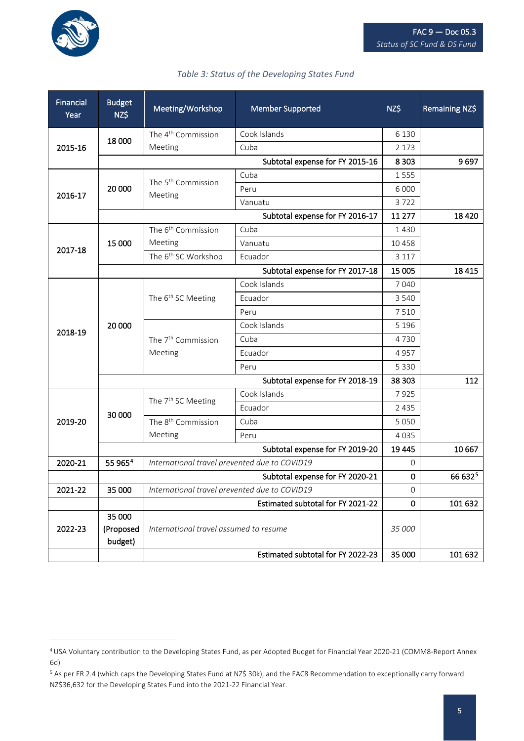*Table 3: Status of the Developing States Fund*

| Financial Year | Budget NZ$ | Meeting/Workshop | Member Supported | NZ$ | Remaining NZ$ |
|---|---|---|---|---|---|
| 2015-16 | 18 000 | The 4th Commission Meeting | Cook Islands | 6 130 | |
| | | | Cuba | 2 173 | |
| | | | **Subtotal expense for FY 2015-16** | **8 303** | **9 697** |
| 2016-17 | 20 000 | The 5th Commission Meeting | Cuba | 1 555 | |
| | | | Peru | 6 000 | |
| | | | Vanuatu | 3 722 | |
| | | | **Subtotal expense for FY 2016-17** | **11 277** | **18 420** |
| 2017-18 | 15 000 | The 6th Commission Meeting | Cuba | 1 430 | |
| | | | Vanuatu | 10 458 | |
| | | The 6th SC Workshop | Ecuador | 3 117 | |
| | | | **Subtotal expense for FY 2017-18** | **15 005** | **18 415** |
| 2018-19 | 20 000 | The 6th SC Meeting | Cook Islands | 7 040 | |
| | | | Ecuador | 3 540 | |
| | | | Peru | 7 510 | |
| | | The 7th Commission Meeting | Cook Islands | 5 196 | |
| | | | Cuba | 4 730 | |
| | | | Ecuador | 4 957 | |
| | | | Peru | 5 330 | |
| | | | **Subtotal expense for FY 2018-19** | **38 303** | **112** |
| 2019-20 | 30 000 | The 7th SC Meeting | Cook Islands | 7 925 | |
| | | | Ecuador | 2 435 | |
| | | The 8th Commission Meeting | Cuba | 5 050 | |
| | | | Peru | 4 035 | |
| | | | **Subtotal expense for FY 2019-20** | **19 445** | **10 667** |
| 2020-21 | 55 965[4] | *International travel prevented due to COVID19* | | 0 | |
| | | | **Subtotal expense for FY 2020-21** | **0** | **66 632[5]** |
| 2021-22 | 35 000 | *International travel prevented due to COVID19* | | 0 | |
| | | | **Estimated subtotal for FY 2021-22** | **0** | **101 632** |
| 2022-23 | 35 000 (Proposed budget) | *International travel assumed to resume* | | *35 000* | |
| | | | **Estimated subtotal for FY 2022-23** | **35 000** | **101 632** |

[4] USA Voluntary contribution to the Developing States Fund, as per Adopted Budget for Financial Year 2020-21 (COMM8-Report Annex 6d)

[5] As per FR 2.4 (which caps the Developing States Fund at NZ$ 30k), and the FAC8 Recommendation to exceptionally carry forward NZ$36,632 for the Developing States Fund into the 2021-22 Financial Year.